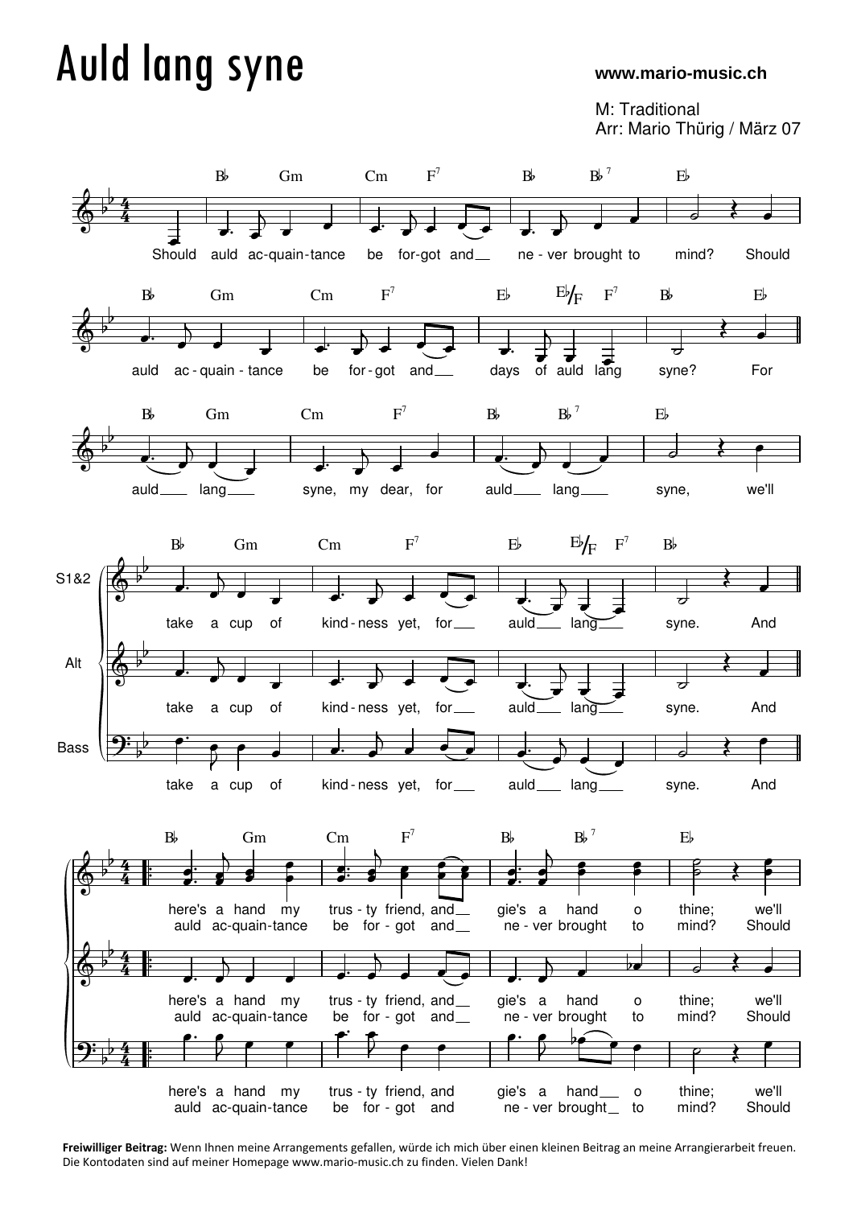# Auld lang syne

www.mario-music.ch

M: Traditional
Arr: Mario Thürig / März 07

**Freiwilliger Beitrag:** Wenn Ihnen meine Arrangements gefallen, würde ich mich über einen kleinen Beitrag an meine Arrangierarbeit freuen. Die Kontodaten sind auf meiner Homepage www.mario-music.ch zu finden. Vielen Dank!